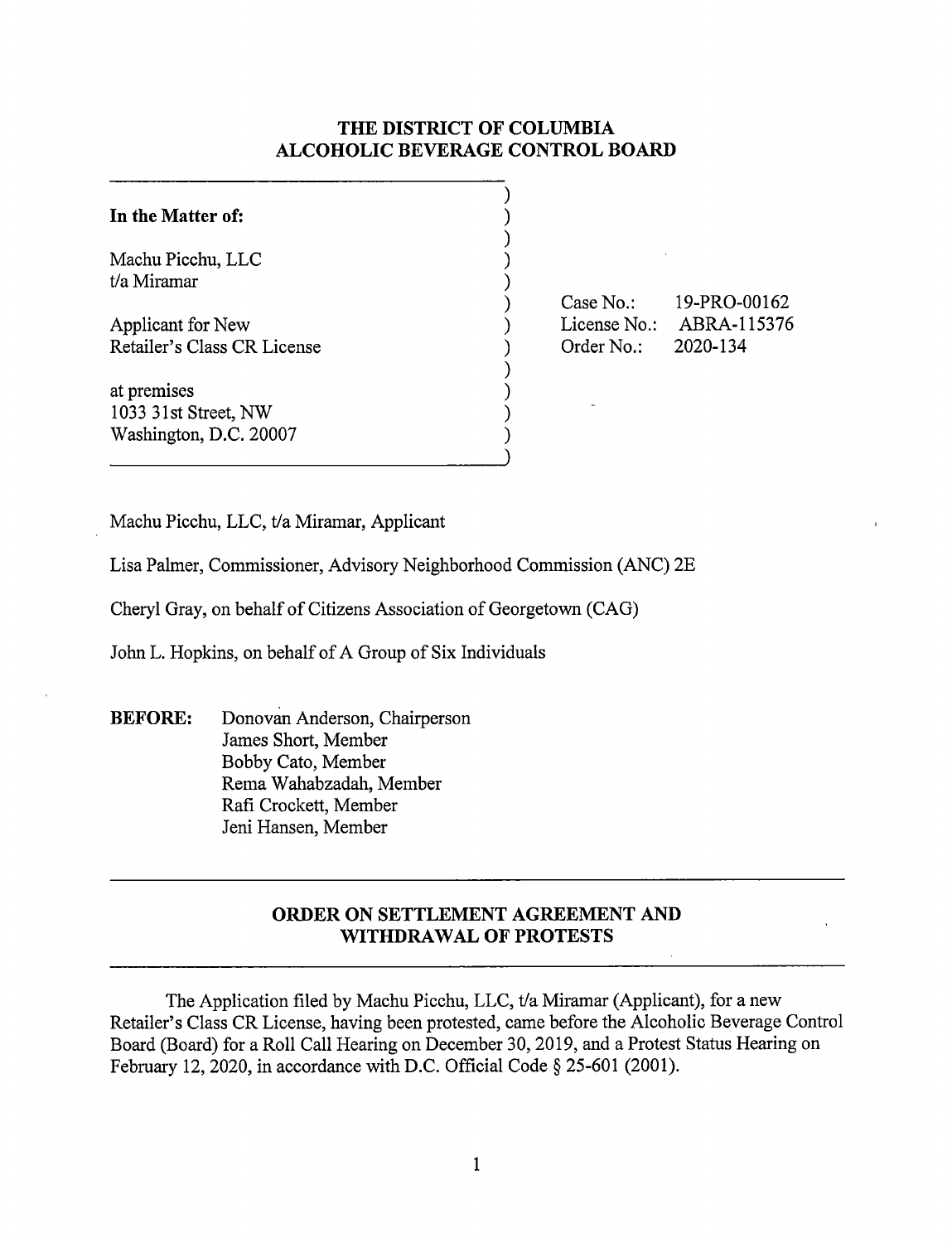# THE DISTRICT OF COLUMBIA ALCOHOLIC BEVERAGE CONTROL BOARD

| | |
|---|---|
| **In the Matter of:**<br><br>Machu Picchu, LLC<br>t/a Miramar<br><br>Applicant for New<br>Retailer's Class CR License<br><br>at premises<br>1033 31st Street, NW<br>Washington, D.C. 20007 | Case No.: 19-PRO-00162<br>License No.: ABRA-115376<br>Order No.: 2020-134 |

Machu Picchu, LLC, t/a Miramar, Applicant

Lisa Palmer, Commissioner, Advisory Neighborhood Commission (ANC) 2E

Cheryl Gray, on behalf of Citizens Association of Georgetown (CAG)

John L. Hopkins, on behalf of A Group of Six Individuals

**BEFORE:** Donovan Anderson, Chairperson
James Short, Member
Bobby Cato, Member
Rema Wahabzadah, Member
Rafi Crockett, Member
Jeni Hansen, Member

## ORDER ON SETTLEMENT AGREEMENT AND WITHDRAWAL OF PROTESTS

The Application filed by Machu Picchu, LLC, t/a Miramar (Applicant), for a new Retailer's Class CR License, having been protested, came before the Alcoholic Beverage Control Board (Board) for a Roll Call Hearing on December 30, 2019, and a Protest Status Hearing on February 12, 2020, in accordance with D.C. Official Code § 25-601 (2001).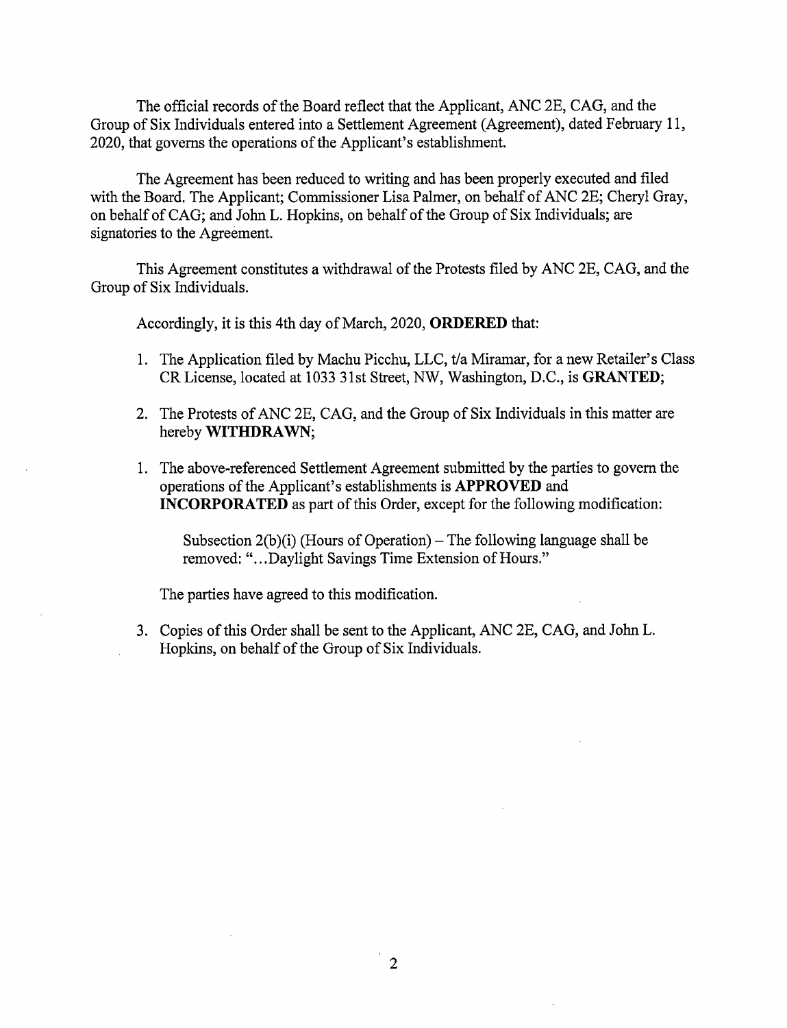The official records of the Board reflect that the Applicant, ANC 2E, CAG, and the Group of Six Individuals entered into a Settlement Agreement (Agreement), dated February 11, 2020, that governs the operations of the Applicant's establishment.

The Agreement has been reduced to writing and has been properly executed and filed with the Board. The Applicant; Commissioner Lisa Palmer, on behalf of ANC 2E; Cheryl Gray, on behalf of CAG; and John L. Hopkins, on behalf of the Group of Six Individuals; are signatories to the Agreement.

This Agreement constitutes a withdrawal of the Protests filed by ANC 2E, CAG, and the Group of Six Individuals.

Accordingly, it is this 4th day of March, 2020, **ORDERED** that:

1. The Application filed by Machu Picchu, LLC, t/a Miramar, for a new Retailer's Class CR License, located at 1033 31st Street, NW, Washington, D.C., is **GRANTED**;

2. The Protests of ANC 2E, CAG, and the Group of Six Individuals in this matter are hereby **WITHDRAWN**;

1. The above-referenced Settlement Agreement submitted by the parties to govern the operations of the Applicant's establishments is **APPROVED** and **INCORPORATED** as part of this Order, except for the following modification:

   Subsection 2(b)(i) (Hours of Operation) – The following language shall be removed: "…Daylight Savings Time Extension of Hours."

   The parties have agreed to this modification.

3. Copies of this Order shall be sent to the Applicant, ANC 2E, CAG, and John L. Hopkins, on behalf of the Group of Six Individuals.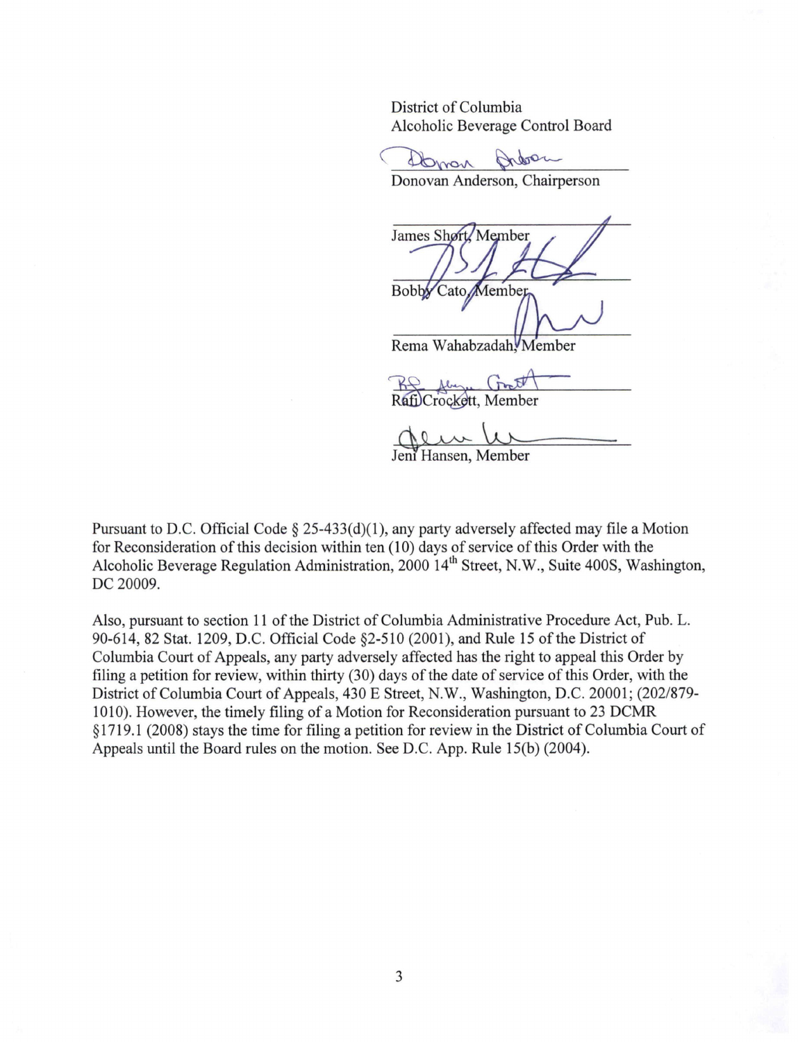District of Columbia
Alcoholic Beverage Control Board

Donovan Anderson, Chairperson

James Short, Member

Bobby Cato, Member

Rema Wahabzadah, Member

Rafi Crockett, Member

Jeni Hansen, Member

Pursuant to D.C. Official Code § 25-433(d)(1), any party adversely affected may file a Motion for Reconsideration of this decision within ten (10) days of service of this Order with the Alcoholic Beverage Regulation Administration, 2000 14th Street, N.W., Suite 400S, Washington, DC 20009.

Also, pursuant to section 11 of the District of Columbia Administrative Procedure Act, Pub. L. 90-614, 82 Stat. 1209, D.C. Official Code §2-510 (2001), and Rule 15 of the District of Columbia Court of Appeals, any party adversely affected has the right to appeal this Order by filing a petition for review, within thirty (30) days of the date of service of this Order, with the District of Columbia Court of Appeals, 430 E Street, N.W., Washington, D.C. 20001; (202/879-1010). However, the timely filing of a Motion for Reconsideration pursuant to 23 DCMR §1719.1 (2008) stays the time for filing a petition for review in the District of Columbia Court of Appeals until the Board rules on the motion. See D.C. App. Rule 15(b) (2004).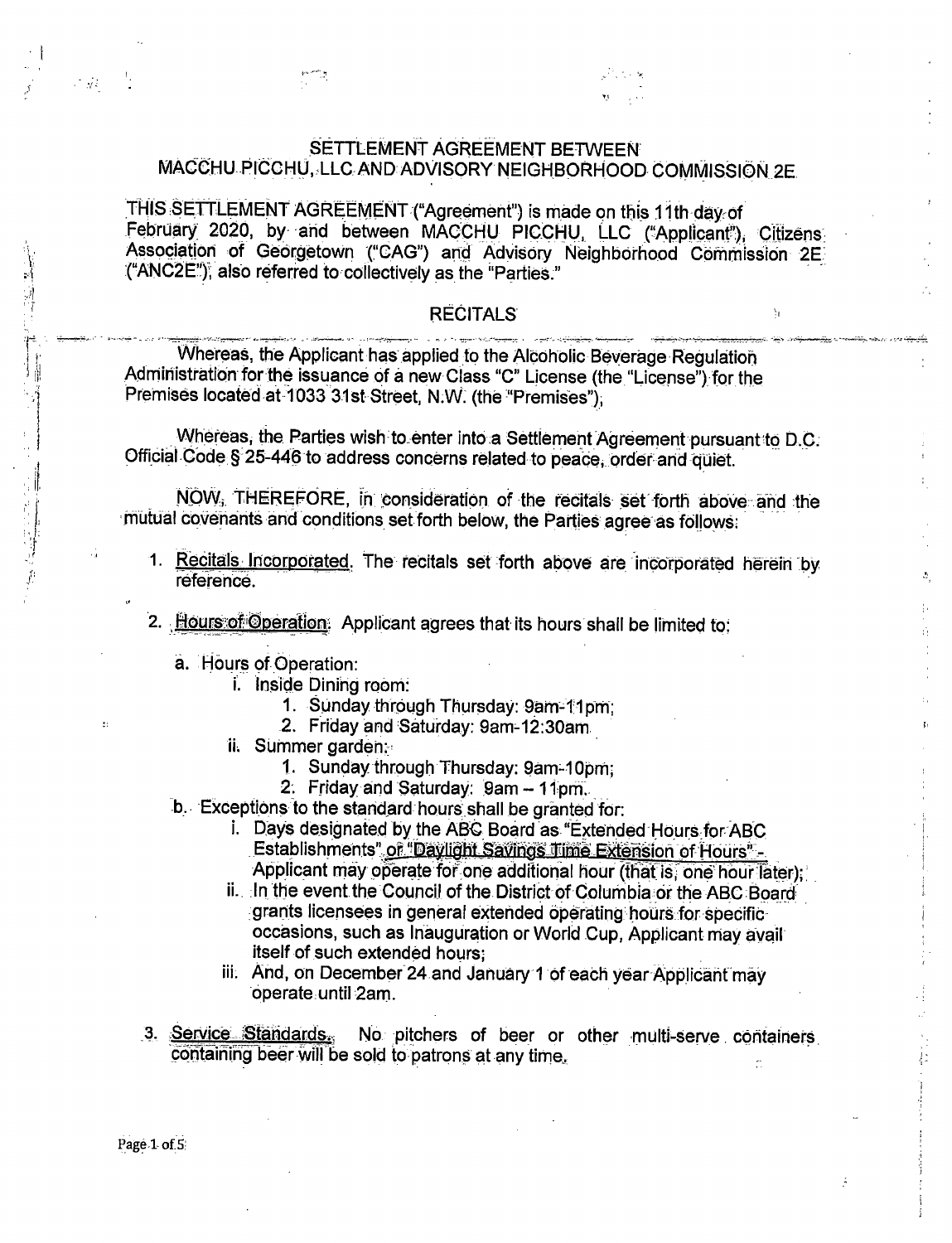## SETTLEMENT AGREEMENT BETWEEN MACCHU PICCHU, LLC AND ADVISORY NEIGHBORHOOD COMMISSION 2E

THIS SETTLEMENT AGREEMENT ("Agreement") is made on this 11th day of February 2020, by and between MACCHU PICCHU, LLC ("Applicant"), Citizens Association of Georgetown ("CAG") and Advisory Neighborhood Commission 2E ("ANC2E"), also referred to collectively as the "Parties."

### RECITALS

Whereas, the Applicant has applied to the Alcoholic Beverage Regulation Administration for the issuance of a new Class "C" License (the "License") for the Premises located at 1033 31st Street, N.W. (the "Premises");

Whereas, the Parties wish to enter into a Settlement Agreement pursuant to D.C. Official Code § 25-446 to address concerns related to peace, order and quiet.

NOW, THEREFORE, in consideration of the recitals set forth above and the mutual covenants and conditions set forth below, the Parties agree as follows:

1. Recitals Incorporated. The recitals set forth above are incorporated herein by reference.
2. Hours of Operation. Applicant agrees that its hours shall be limited to:
   - a. Hours of Operation:
     - i. Inside Dining room:
       1. Sunday through Thursday: 9am-11pm;
       2. Friday and Saturday: 9am-12:30am
     - ii. Summer garden:
       1. Sunday through Thursday: 9am-10pm;
       2. Friday and Saturday: 9am – 11pm.
   - b. Exceptions to the standard hours shall be granted for:
     - i. Days designated by the ABC Board as "Extended Hours for ABC Establishments" or "Daylight Savings Time Extension of Hours" - Applicant may operate for one additional hour (that is, one hour later);
     - ii. In the event the Council of the District of Columbia or the ABC Board grants licensees in general extended operating hours for specific occasions, such as Inauguration or World Cup, Applicant may avail itself of such extended hours;
     - iii. And, on December 24 and January 1 of each year Applicant may operate until 2am.
3. Service Standards. No pitchers of beer or other multi-serve containers containing beer will be sold to patrons at any time.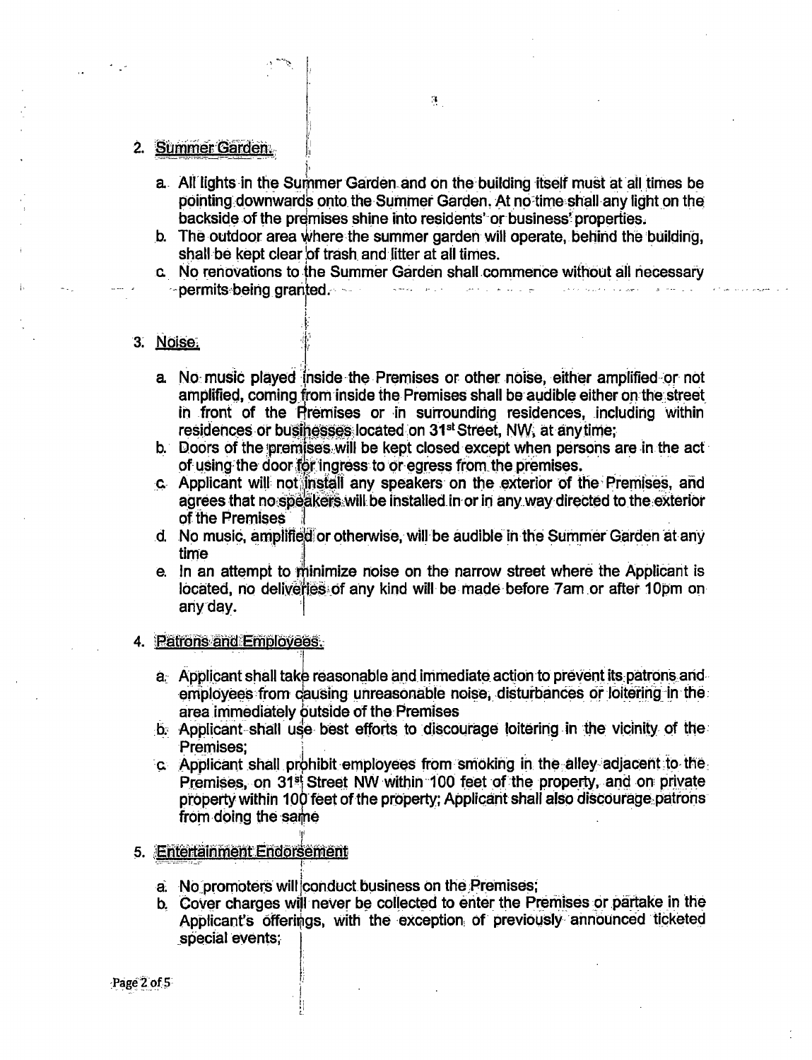2. Summer Garden.

   a. All lights in the Summer Garden and on the building itself must at all times be pointing downwards onto the Summer Garden. At no time shall any light on the backside of the premises shine into residents' or business' properties.
   b. The outdoor area where the summer garden will operate, behind the building, shall be kept clear of trash and litter at all times.
   c. No renovations to the Summer Garden shall commence without all necessary permits being granted.

3. Noise.

   a. No music played inside the Premises or other noise, either amplified or not amplified, coming from inside the Premises shall be audible either on the street in front of the Premises or in surrounding residences, including within residences or businesses located on 31st Street, NW, at any time;
   b. Doors of the premises will be kept closed except when persons are in the act of using the door for ingress to or egress from the premises.
   c. Applicant will not install any speakers on the exterior of the Premises, and agrees that no speakers will be installed in or in any way directed to the exterior of the Premises
   d. No music, amplified or otherwise, will be audible in the Summer Garden at any time
   e. In an attempt to minimize noise on the narrow street where the Applicant is located, no deliveries of any kind will be made before 7am or after 10pm on any day.

4. Patrons and Employees.

   a. Applicant shall take reasonable and immediate action to prevent its patrons and employees from causing unreasonable noise, disturbances or loitering in the area immediately outside of the Premises
   b. Applicant shall use best efforts to discourage loitering in the vicinity of the Premises;
   c. Applicant shall prohibit employees from smoking in the alley adjacent to the Premises, on 31st Street NW within 100 feet of the property, and on private property within 100 feet of the property; Applicant shall also discourage patrons from doing the same

5. Entertainment Endorsement

   a. No promoters will conduct business on the Premises;
   b. Cover charges will never be collected to enter the Premises or partake in the Applicant's offerings, with the exception of previously announced ticketed special events;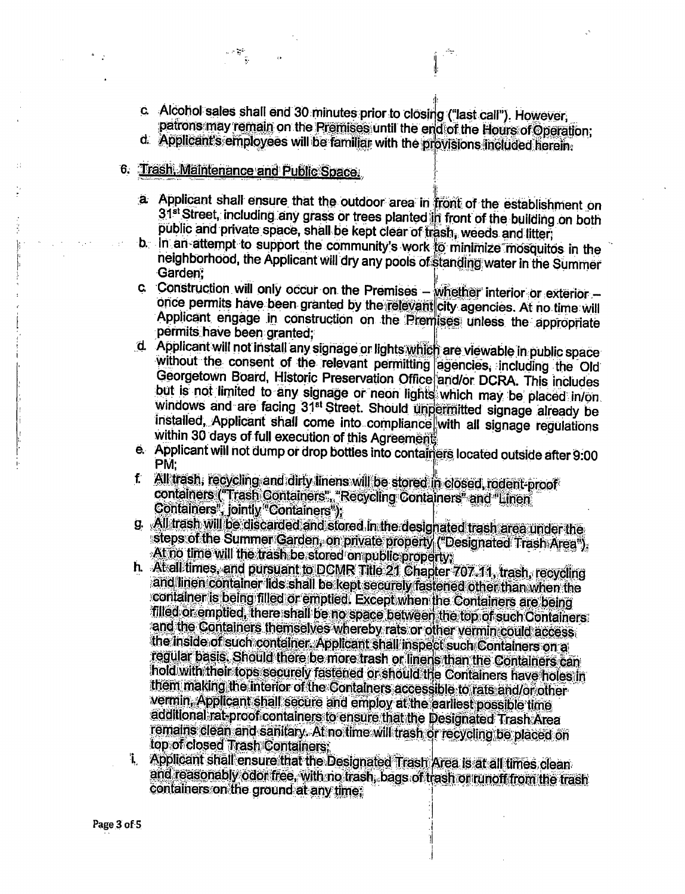c. Alcohol sales shall end 30 minutes prior to closing ("last call"). However, patrons may remain on the Premises until the end of the Hours of Operation;
d. Applicant's employees will be familiar with the provisions included herein.

6. Trash, Maintenance and Public Space.

   a. Applicant shall ensure that the outdoor area in front of the establishment on 31st Street, including any grass or trees planted in front of the building on both public and private space, shall be kept clear of trash, weeds and litter;
   b. In an attempt to support the community's work to minimize mosquitos in the neighborhood, the Applicant will dry any pools of standing water in the Summer Garden;
   c. Construction will only occur on the Premises – whether interior or exterior – once permits have been granted by the relevant city agencies. At no time will Applicant engage in construction on the Premises unless the appropriate permits have been granted;
   d. Applicant will not install any signage or lights which are viewable in public space without the consent of the relevant permitting agencies, including the Old Georgetown Board, Historic Preservation Office and/or DCRA. This includes but is not limited to any signage or neon lights which may be placed in/on windows and are facing 31st Street. Should unpermitted signage already be installed, Applicant shall come into compliance with all signage regulations within 30 days of full execution of this Agreement;
   e. Applicant will not dump or drop bottles into containers located outside after 9:00 PM;
   f. All trash, recycling and dirty linens will be stored in closed, rodent-proof containers ("Trash Containers", "Recycling Containers" and "Linen Containers", jointly "Containers");
   g. All trash will be discarded and stored in the designated trash area under the steps of the Summer Garden, on private property ("Designated Trash Area"). At no time will the trash be stored on public property;
   h. At all times, and pursuant to DCMR Title 21 Chapter 707.11, trash, recycling and linen container lids shall be kept securely fastened other than when the container is being filled or emptied. Except when the Containers are being filled or emptied, there shall be no space between the top of such Containers and the Containers themselves whereby rats or other vermin could access the inside of such container. Applicant shall inspect such Containers on a regular basis. Should there be more trash or linens than the Containers can hold with their tops securely fastened or should the Containers have holes in them making the interior of the Containers accessible to rats and/or other vermin, Applicant shall secure and employ at the earliest possible time additional rat-proof containers to ensure that the Designated Trash Area remains clean and sanitary. At no time will trash or recycling be placed on top of closed Trash Containers;
   i. Applicant shall ensure that the Designated Trash Area is at all times clean and reasonably odor free, with no trash, bags of trash or runoff from the trash containers on the ground at any time;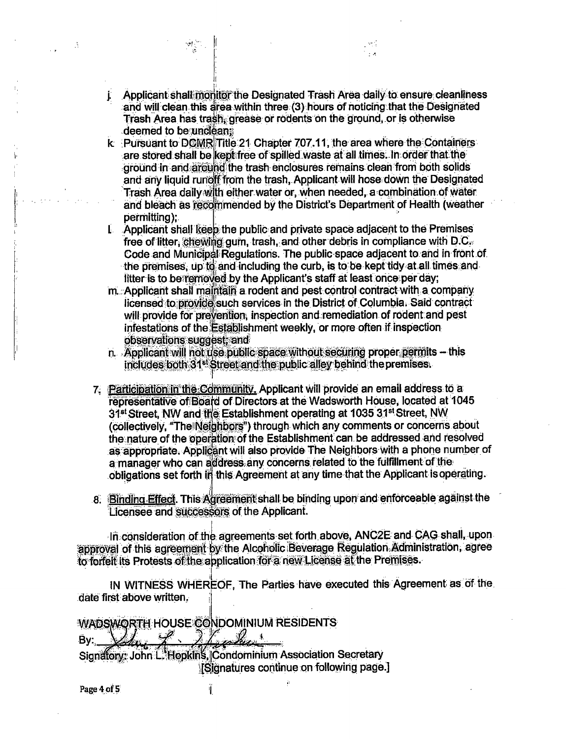j. Applicant shall monitor the Designated Trash Area daily to ensure cleanliness and will clean this area within three (3) hours of noticing that the Designated Trash Area has trash, grease or rodents on the ground, or is otherwise deemed to be unclean;

k. Pursuant to DCMR Title 21 Chapter 707.11, the area where the Containers are stored shall be kept free of spilled waste at all times. In order that the ground in and around the trash enclosures remains clean from both solids and any liquid runoff from the trash, Applicant will hose down the Designated Trash Area daily with either water or, when needed, a combination of water and bleach as recommended by the District's Department of Health (weather permitting);

l. Applicant shall keep the public and private space adjacent to the Premises free of litter, chewing gum, trash, and other debris in compliance with D.C. Code and Municipal Regulations. The public space adjacent to and in front of the premises, up to and including the curb, is to be kept tidy at all times and litter is to be removed by the Applicant's staff at least once per day;

m. Applicant shall maintain a rodent and pest control contract with a company licensed to provide such services in the District of Columbia. Said contract will provide for prevention, inspection and remediation of rodent and pest infestations of the Establishment weekly, or more often if inspection observations suggest; and

n. Applicant will not use public space without securing proper permits – this includes both 31st Street and the public alley behind the premises.

7. Participation in the Community. Applicant will provide an email address to a representative of Board of Directors at the Wadsworth House, located at 1045 31st Street, NW and the Establishment operating at 1035 31st Street, NW (collectively, "The Neighbors") through which any comments or concerns about the nature of the operation of the Establishment can be addressed and resolved as appropriate. Applicant will also provide The Neighbors with a phone number of a manager who can address any concerns related to the fulfillment of the obligations set forth in this Agreement at any time that the Applicant is operating.

8. Binding Effect. This Agreement shall be binding upon and enforceable against the Licensee and successors of the Applicant.

In consideration of the agreements set forth above, ANC2E and CAG shall, upon approval of this agreement by the Alcoholic Beverage Regulation Administration, agree to forfeit its Protests of the application for a new License at the Premises.

IN WITNESS WHEREOF, The Parties have executed this Agreement as of the date first above written.

WADSWORTH HOUSE CONDOMINIUM RESIDENTS

By: _______________

Signatory: John L. Hopkins, Condominium Association Secretary

[Signatures continue on following page.]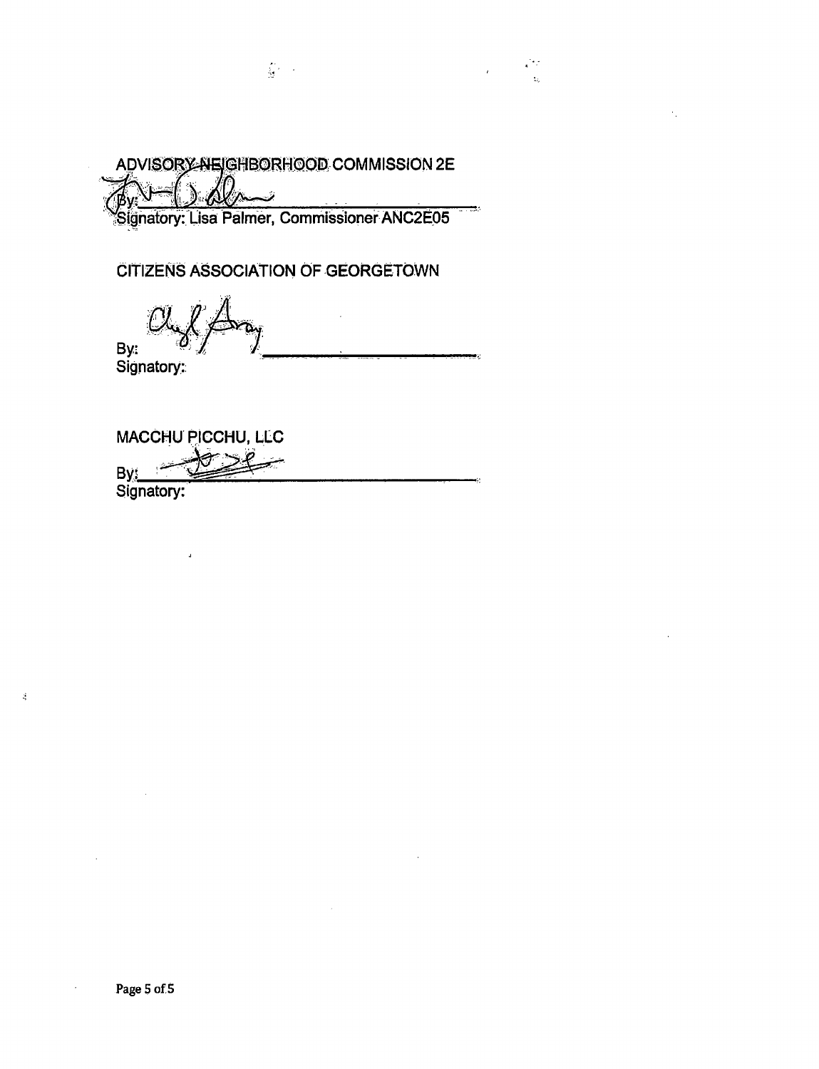ADVISORY NEIGHBORHOOD COMMISSION 2E

By: ______________________________

Signatory: Lisa Palmer, Commissioner ANC2E05

CITIZENS ASSOCIATION OF GEORGETOWN

By: ______________________________

Signatory:

MACCHU PICCHU, LLC

By: ______________________________

Signatory: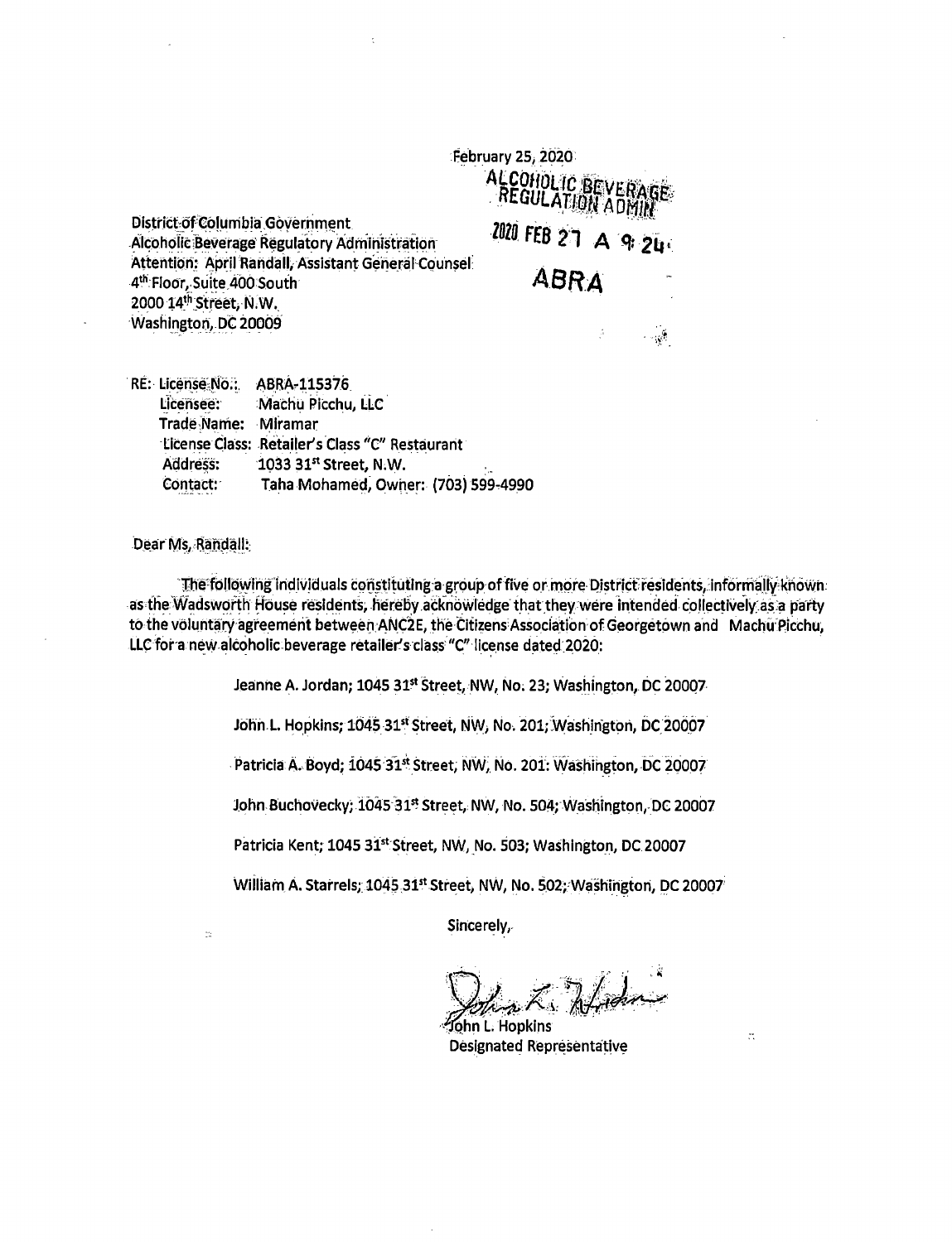February 25, 2020

ALCOHOLIC BEVERAGE REGULATION ADMIN

2020 FEB 27 A 9:24

ABRA

District of Columbia Government
Alcoholic Beverage Regulatory Administration
Attention: April Randall, Assistant General Counsel
4th Floor, Suite 400 South
2000 14th Street, N.W.
Washington, DC 20009

RE: License No.: ABRA-115376
Licensee: Machu Picchu, LLC
Trade Name: Miramar
License Class: Retailer's Class "C" Restaurant
Address: 1033 31st Street, N.W.
Contact: Taha Mohamed, Owner: (703) 599-4990

Dear Ms. Randall:

The following individuals constituting a group of five or more District residents, informally known as the Wadsworth House residents, hereby acknowledge that they were intended collectively as a party to the voluntary agreement between ANC2E, the Citizens Association of Georgetown and Machu Picchu, LLC for a new alcoholic beverage retailer's class "C" license dated 2020:

Jeanne A. Jordan; 1045 31st Street, NW, No. 23; Washington, DC 20007

John L. Hopkins; 1045 31st Street, NW, No. 201; Washington, DC 20007

Patricia A. Boyd; 1045 31st Street, NW, No. 201; Washington, DC 20007

John Buchovecky; 1045 31st Street, NW, No. 504; Washington, DC 20007

Patricia Kent; 1045 31st Street, NW, No. 503; Washington, DC 20007

William A. Starrels; 1045 31st Street, NW, No. 502; Washington, DC 20007

Sincerely,

John L. Hopkins
Designated Representative